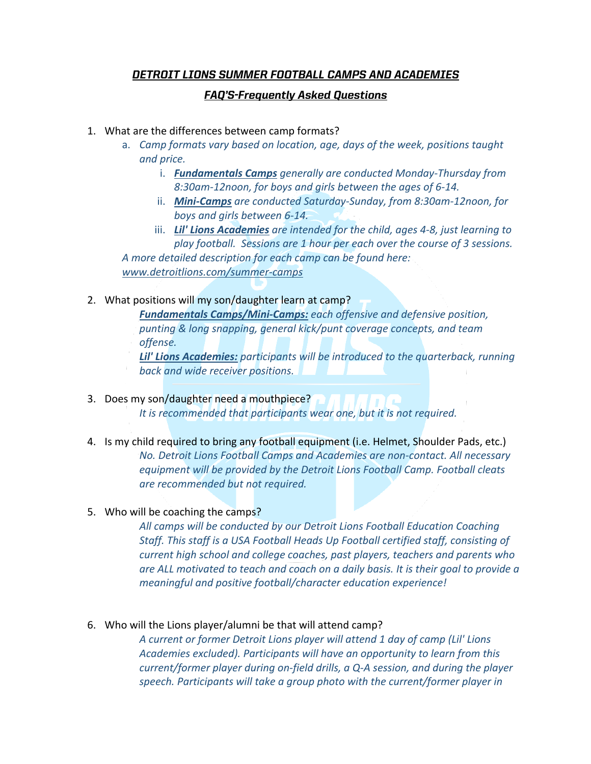## ***DETROIT LIONS SUMMER FOOTBALL CAMPS AND ACADEMIES***

### ***FAQ'S-Frequently Asked Questions***

1. What are the differences between camp formats?
   a. *Camp formats vary based on location, age, days of the week, positions taught and price.*
      i. ***Fundamentals Camps*** *generally are conducted Monday-Thursday from 8:30am-12noon, for boys and girls between the ages of 6-14.*
      ii. ***Mini-Camps*** *are conducted Saturday-Sunday, from 8:30am-12noon, for boys and girls between 6-14.*
      iii. ***Lil' Lions Academies*** *are intended for the child, ages 4-8, just learning to play football. Sessions are 1 hour per each over the course of 3 sessions.*

   *A more detailed description for each camp can be found here: www.detroitlions.com/summer-camps*

2. What positions will my son/daughter learn at camp?

   ***Fundamentals Camps/Mini-Camps:*** *each offensive and defensive position, punting & long snapping, general kick/punt coverage concepts, and team offense.*

   ***Lil' Lions Academies:*** *participants will be introduced to the quarterback, running back and wide receiver positions.*

3. Does my son/daughter need a mouthpiece?

   *It is recommended that participants wear one, but it is not required.*

4. Is my child required to bring any football equipment (i.e. Helmet, Shoulder Pads, etc.)

   *No. Detroit Lions Football Camps and Academies are non-contact. All necessary equipment will be provided by the Detroit Lions Football Camp. Football cleats are recommended but not required.*

5. Who will be coaching the camps?

   *All camps will be conducted by our Detroit Lions Football Education Coaching Staff. This staff is a USA Football Heads Up Football certified staff, consisting of current high school and college coaches, past players, teachers and parents who are ALL motivated to teach and coach on a daily basis. It is their goal to provide a meaningful and positive football/character education experience!*

6. Who will the Lions player/alumni be that will attend camp?

   *A current or former Detroit Lions player will attend 1 day of camp (Lil' Lions Academies excluded). Participants will have an opportunity to learn from this current/former player during on-field drills, a Q-A session, and during the player speech. Participants will take a group photo with the current/former player in*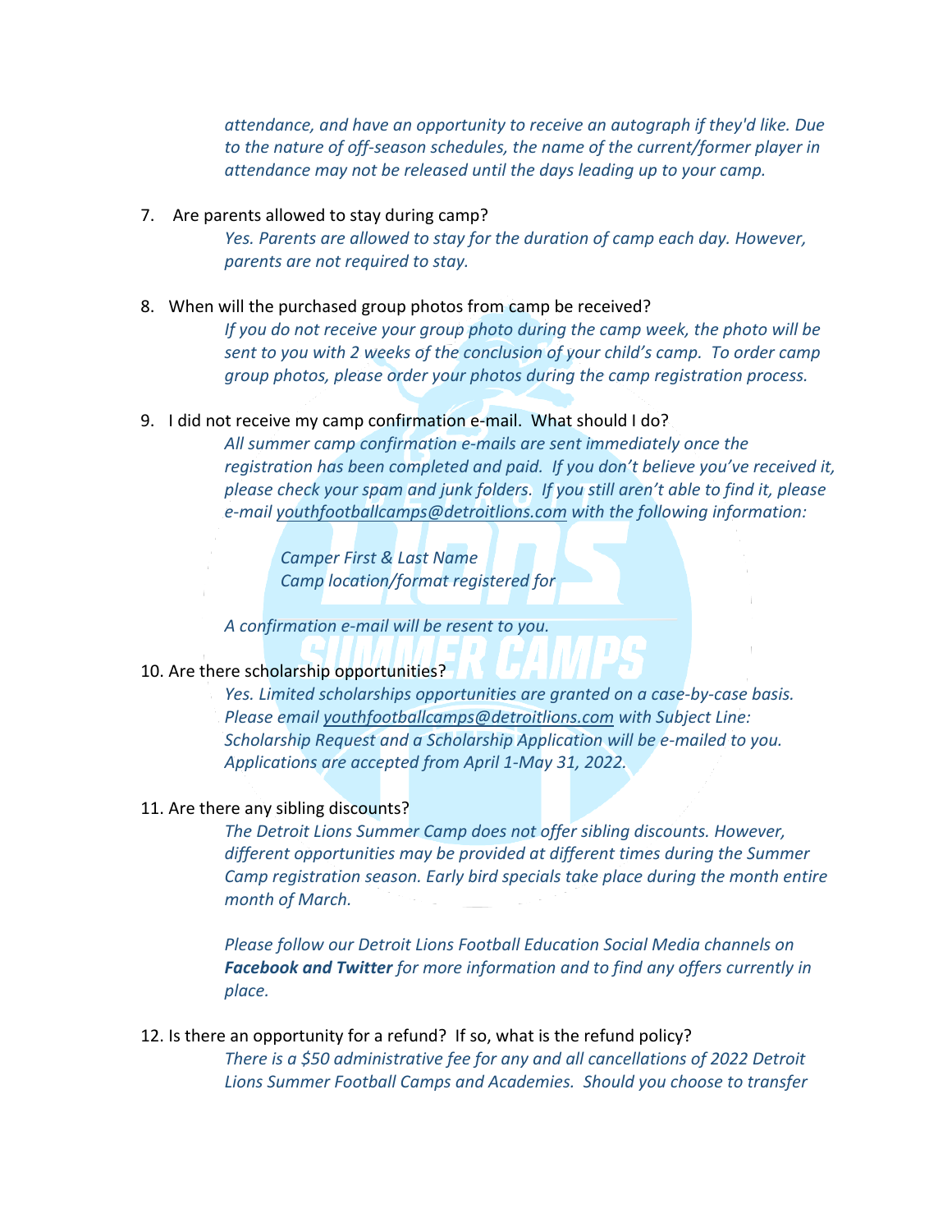*attendance, and have an opportunity to receive an autograph if they'd like. Due to the nature of off-season schedules, the name of the current/former player in attendance may not be released until the days leading up to your camp.*

7. Are parents allowed to stay during camp?

   *Yes. Parents are allowed to stay for the duration of camp each day. However, parents are not required to stay.*

8. When will the purchased group photos from camp be received?

   *If you do not receive your group photo during the camp week, the photo will be sent to you with 2 weeks of the conclusion of your child's camp. To order camp group photos, please order your photos during the camp registration process.*

9. I did not receive my camp confirmation e-mail. What should I do?

   *All summer camp confirmation e-mails are sent immediately once the registration has been completed and paid. If you don't believe you've received it, please check your spam and junk folders. If you still aren't able to find it, please e-mail youthfootballcamps@detroitlions.com with the following information:*

   *Camper First & Last Name*
   *Camp location/format registered for*

   *A confirmation e-mail will be resent to you.*

10. Are there scholarship opportunities?

    *Yes. Limited scholarships opportunities are granted on a case-by-case basis. Please email youthfootballcamps@detroitlions.com with Subject Line: Scholarship Request and a Scholarship Application will be e-mailed to you. Applications are accepted from April 1-May 31, 2022.*

11. Are there any sibling discounts?

    *The Detroit Lions Summer Camp does not offer sibling discounts. However, different opportunities may be provided at different times during the Summer Camp registration season. Early bird specials take place during the month entire month of March.*

    *Please follow our Detroit Lions Football Education Social Media channels on **Facebook and Twitter** for more information and to find any offers currently in place.*

12. Is there an opportunity for a refund? If so, what is the refund policy?

    *There is a $50 administrative fee for any and all cancellations of 2022 Detroit Lions Summer Football Camps and Academies. Should you choose to transfer*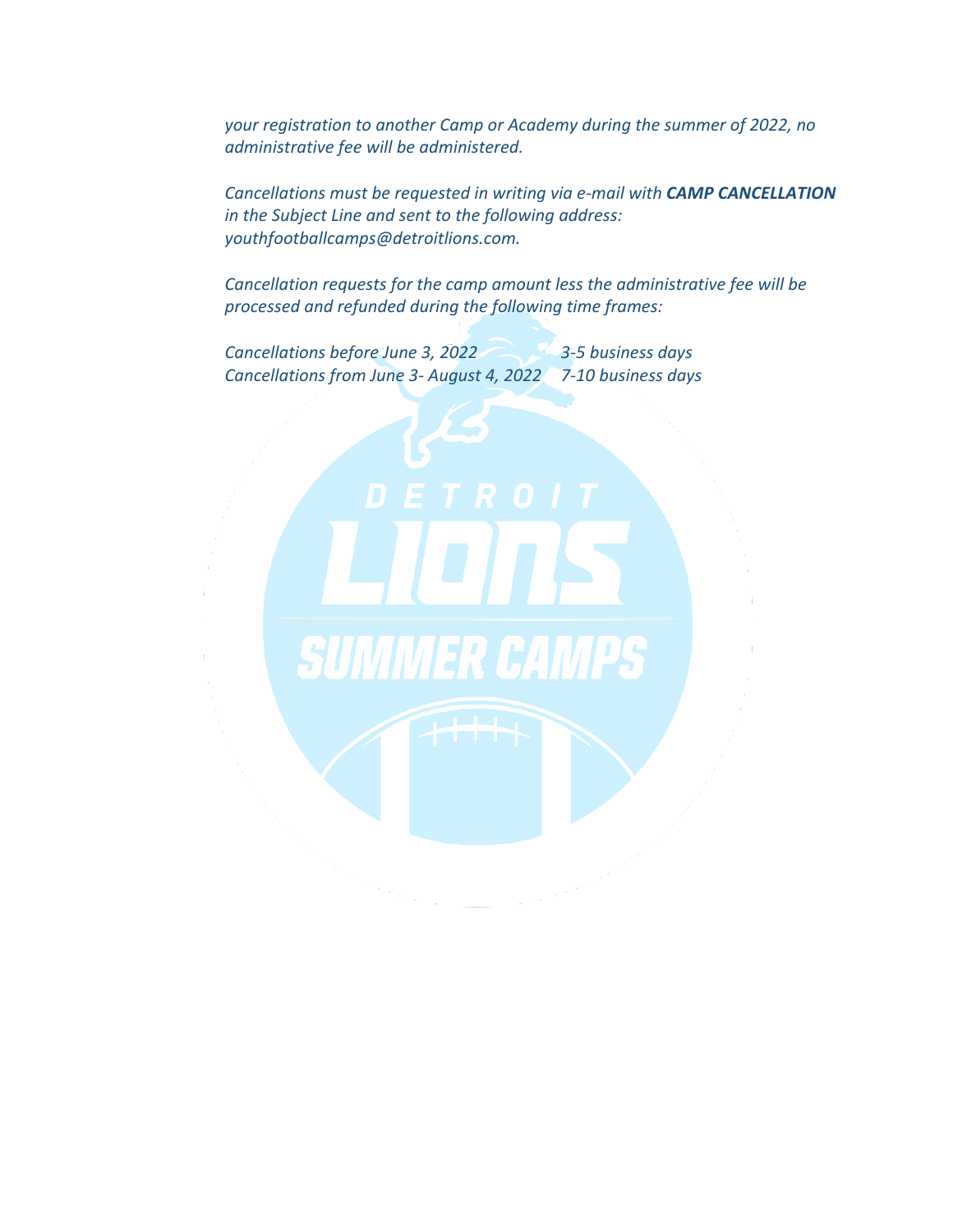*your registration to another Camp or Academy during the summer of 2022, no administrative fee will be administered.*

*Cancellations must be requested in writing via e-mail with* ***CAMP CANCELLATION*** *in the Subject Line and sent to the following address: youthfootballcamps@detroitlions.com.*

*Cancellation requests for the camp amount less the administrative fee will be processed and refunded during the following time frames:*

| | |
|---|---|
| *Cancellations before June 3, 2022* | *3-5 business days* |
| *Cancellations from June 3- August 4, 2022* | *7-10 business days* |